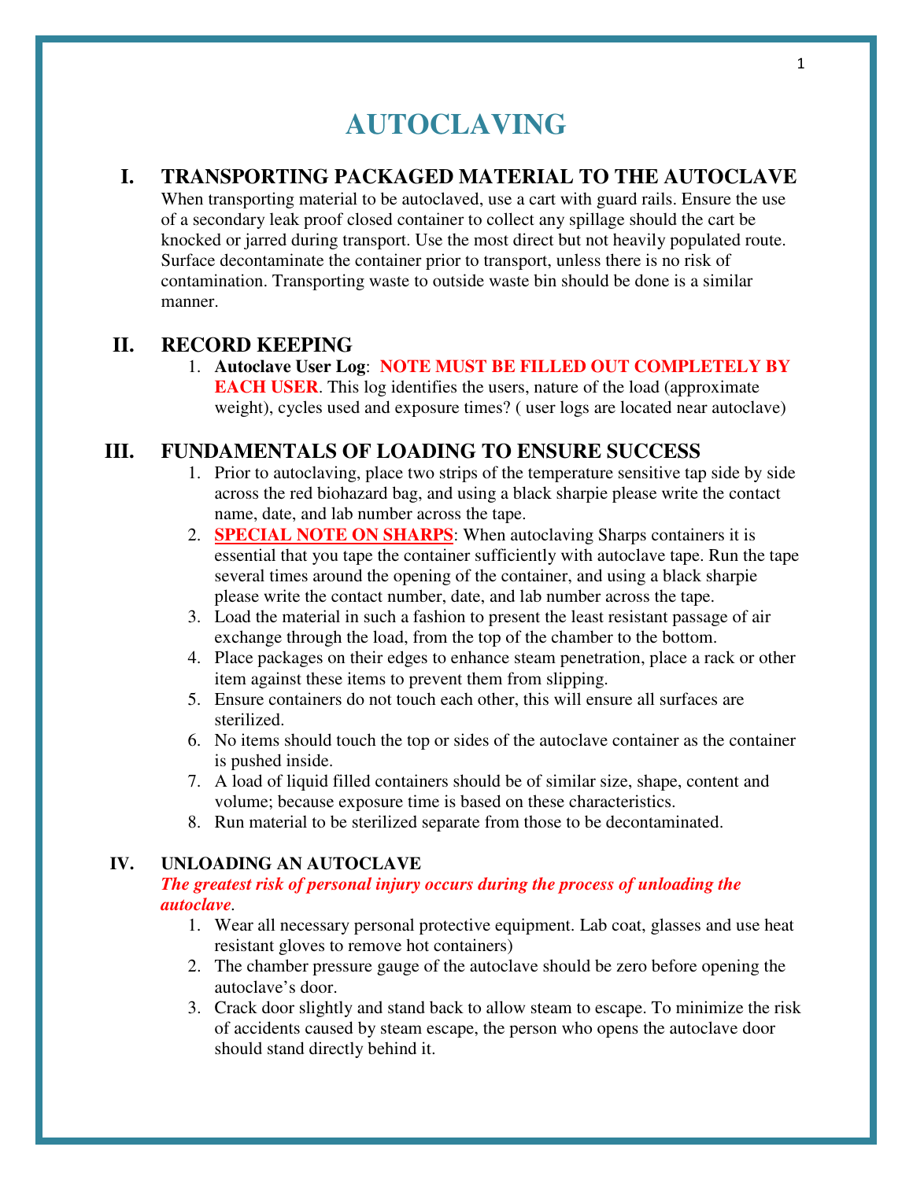# AUTOCLAVING

## I. TRANSPORTING PACKAGED MATERIAL TO THE AUTOCLAVE

When transporting material to be autoclaved, use a cart with guard rails. Ensure the use of a secondary leak proof closed container to collect any spillage should the cart be knocked or jarred during transport. Use the most direct but not heavily populated route. Surface decontaminate the container prior to transport, unless there is no risk of contamination. Transporting waste to outside waste bin should be done is a similar manner.

## II. RECORD KEEPING

1. **Autoclave User Log**: **NOTE MUST BE FILLED OUT COMPLETELY BY EACH USER**. This log identifies the users, nature of the load (approximate weight), cycles used and exposure times? ( user logs are located near autoclave)

## III. FUNDAMENTALS OF LOADING TO ENSURE SUCCESS

1. Prior to autoclaving, place two strips of the temperature sensitive tap side by side across the red biohazard bag, and using a black sharpie please write the contact name, date, and lab number across the tape.
2. **SPECIAL NOTE ON SHARPS**: When autoclaving Sharps containers it is essential that you tape the container sufficiently with autoclave tape. Run the tape several times around the opening of the container, and using a black sharpie please write the contact number, date, and lab number across the tape.
3. Load the material in such a fashion to present the least resistant passage of air exchange through the load, from the top of the chamber to the bottom.
4. Place packages on their edges to enhance steam penetration, place a rack or other item against these items to prevent them from slipping.
5. Ensure containers do not touch each other, this will ensure all surfaces are sterilized.
6. No items should touch the top or sides of the autoclave container as the container is pushed inside.
7. A load of liquid filled containers should be of similar size, shape, content and volume; because exposure time is based on these characteristics.
8. Run material to be sterilized separate from those to be decontaminated.

## IV. UNLOADING AN AUTOCLAVE

***The greatest risk of personal injury occurs during the process of unloading the autoclave***.

1. Wear all necessary personal protective equipment. Lab coat, glasses and use heat resistant gloves to remove hot containers)
2. The chamber pressure gauge of the autoclave should be zero before opening the autoclave's door.
3. Crack door slightly and stand back to allow steam to escape. To minimize the risk of accidents caused by steam escape, the person who opens the autoclave door should stand directly behind it.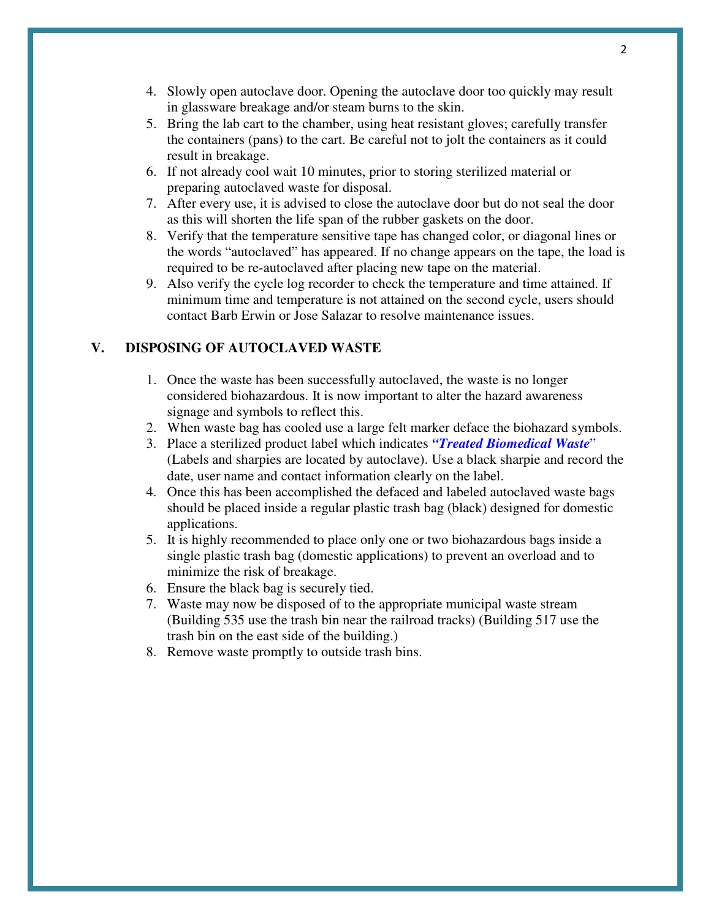4. Slowly open autoclave door. Opening the autoclave door too quickly may result in glassware breakage and/or steam burns to the skin.
5. Bring the lab cart to the chamber, using heat resistant gloves; carefully transfer the containers (pans) to the cart. Be careful not to jolt the containers as it could result in breakage.
6. If not already cool wait 10 minutes, prior to storing sterilized material or preparing autoclaved waste for disposal.
7. After every use, it is advised to close the autoclave door but do not seal the door as this will shorten the life span of the rubber gaskets on the door.
8. Verify that the temperature sensitive tape has changed color, or diagonal lines or the words "autoclaved" has appeared. If no change appears on the tape, the load is required to be re-autoclaved after placing new tape on the material.
9. Also verify the cycle log recorder to check the temperature and time attained. If minimum time and temperature is not attained on the second cycle, users should contact Barb Erwin or Jose Salazar to resolve maintenance issues.

## V. DISPOSING OF AUTOCLAVED WASTE

1. Once the waste has been successfully autoclaved, the waste is no longer considered biohazardous. It is now important to alter the hazard awareness signage and symbols to reflect this.
2. When waste bag has cooled use a large felt marker deface the biohazard symbols.
3. Place a sterilized product label which indicates ***"Treated Biomedical Waste***" (Labels and sharpies are located by autoclave). Use a black sharpie and record the date, user name and contact information clearly on the label.
4. Once this has been accomplished the defaced and labeled autoclaved waste bags should be placed inside a regular plastic trash bag (black) designed for domestic applications.
5. It is highly recommended to place only one or two biohazardous bags inside a single plastic trash bag (domestic applications) to prevent an overload and to minimize the risk of breakage.
6. Ensure the black bag is securely tied.
7. Waste may now be disposed of to the appropriate municipal waste stream (Building 535 use the trash bin near the railroad tracks) (Building 517 use the trash bin on the east side of the building.)
8. Remove waste promptly to outside trash bins.